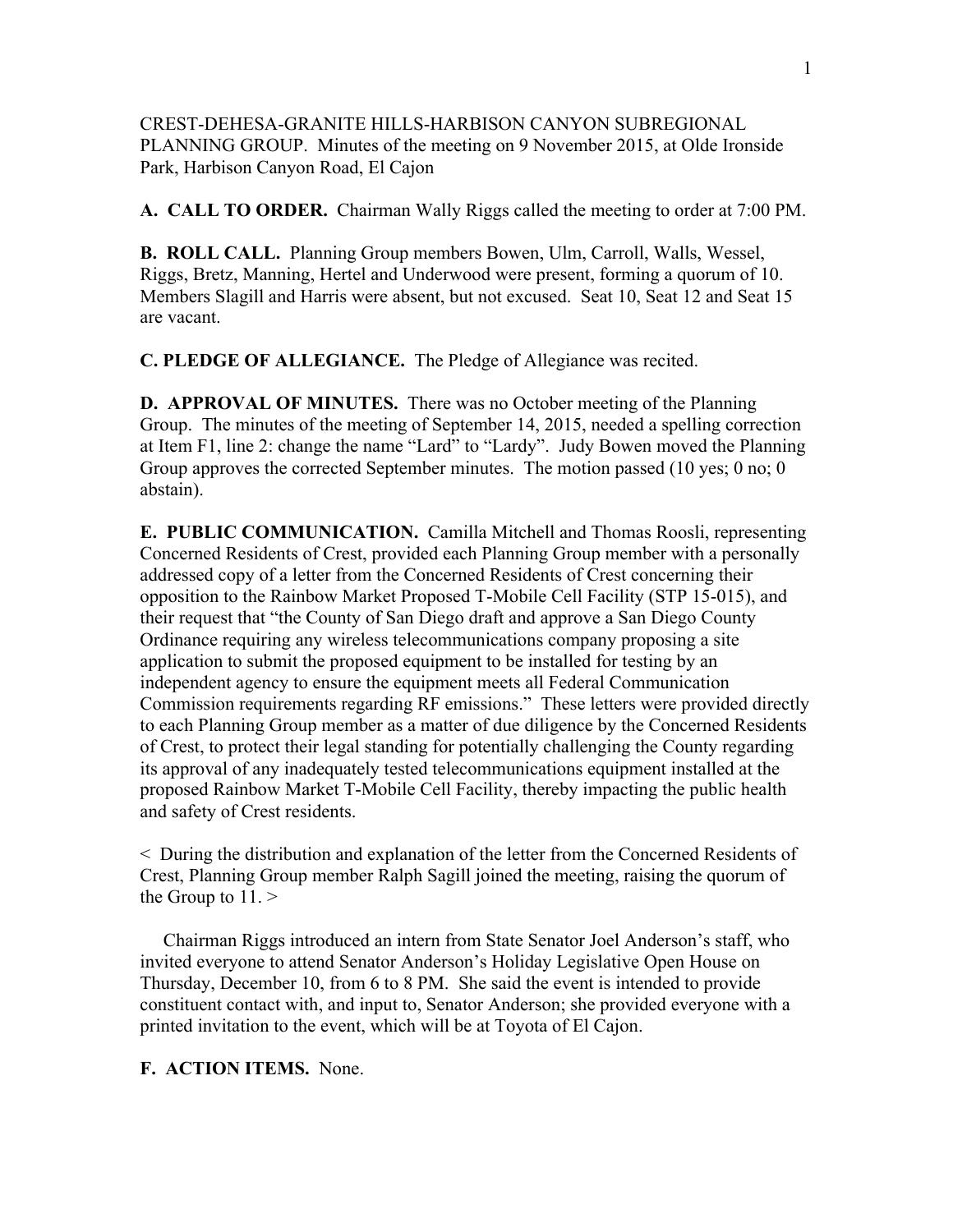CREST-DEHESA-GRANITE HILLS-HARBISON CANYON SUBREGIONAL PLANNING GROUP. Minutes of the meeting on 9 November 2015, at Olde Ironside Park, Harbison Canyon Road, El Cajon

**A. CALL TO ORDER.** Chairman Wally Riggs called the meeting to order at 7:00 PM.

**B. ROLL CALL.** Planning Group members Bowen, Ulm, Carroll, Walls, Wessel, Riggs, Bretz, Manning, Hertel and Underwood were present, forming a quorum of 10. Members Slagill and Harris were absent, but not excused. Seat 10, Seat 12 and Seat 15 are vacant.

**C. PLEDGE OF ALLEGIANCE.** The Pledge of Allegiance was recited.

**D. APPROVAL OF MINUTES.** There was no October meeting of the Planning Group. The minutes of the meeting of September 14, 2015, needed a spelling correction at Item F1, line 2: change the name "Lard" to "Lardy". Judy Bowen moved the Planning Group approves the corrected September minutes. The motion passed (10 yes; 0 no; 0 abstain).

**E. PUBLIC COMMUNICATION.** Camilla Mitchell and Thomas Roosli, representing Concerned Residents of Crest, provided each Planning Group member with a personally addressed copy of a letter from the Concerned Residents of Crest concerning their opposition to the Rainbow Market Proposed T-Mobile Cell Facility (STP 15-015), and their request that "the County of San Diego draft and approve a San Diego County Ordinance requiring any wireless telecommunications company proposing a site application to submit the proposed equipment to be installed for testing by an independent agency to ensure the equipment meets all Federal Communication Commission requirements regarding RF emissions." These letters were provided directly to each Planning Group member as a matter of due diligence by the Concerned Residents of Crest, to protect their legal standing for potentially challenging the County regarding its approval of any inadequately tested telecommunications equipment installed at the proposed Rainbow Market T-Mobile Cell Facility, thereby impacting the public health and safety of Crest residents.

< During the distribution and explanation of the letter from the Concerned Residents of Crest, Planning Group member Ralph Sagill joined the meeting, raising the quorum of the Group to 11. >

Chairman Riggs introduced an intern from State Senator Joel Anderson's staff, who invited everyone to attend Senator Anderson's Holiday Legislative Open House on Thursday, December 10, from 6 to 8 PM. She said the event is intended to provide constituent contact with, and input to, Senator Anderson; she provided everyone with a printed invitation to the event, which will be at Toyota of El Cajon.

**F. ACTION ITEMS.** None.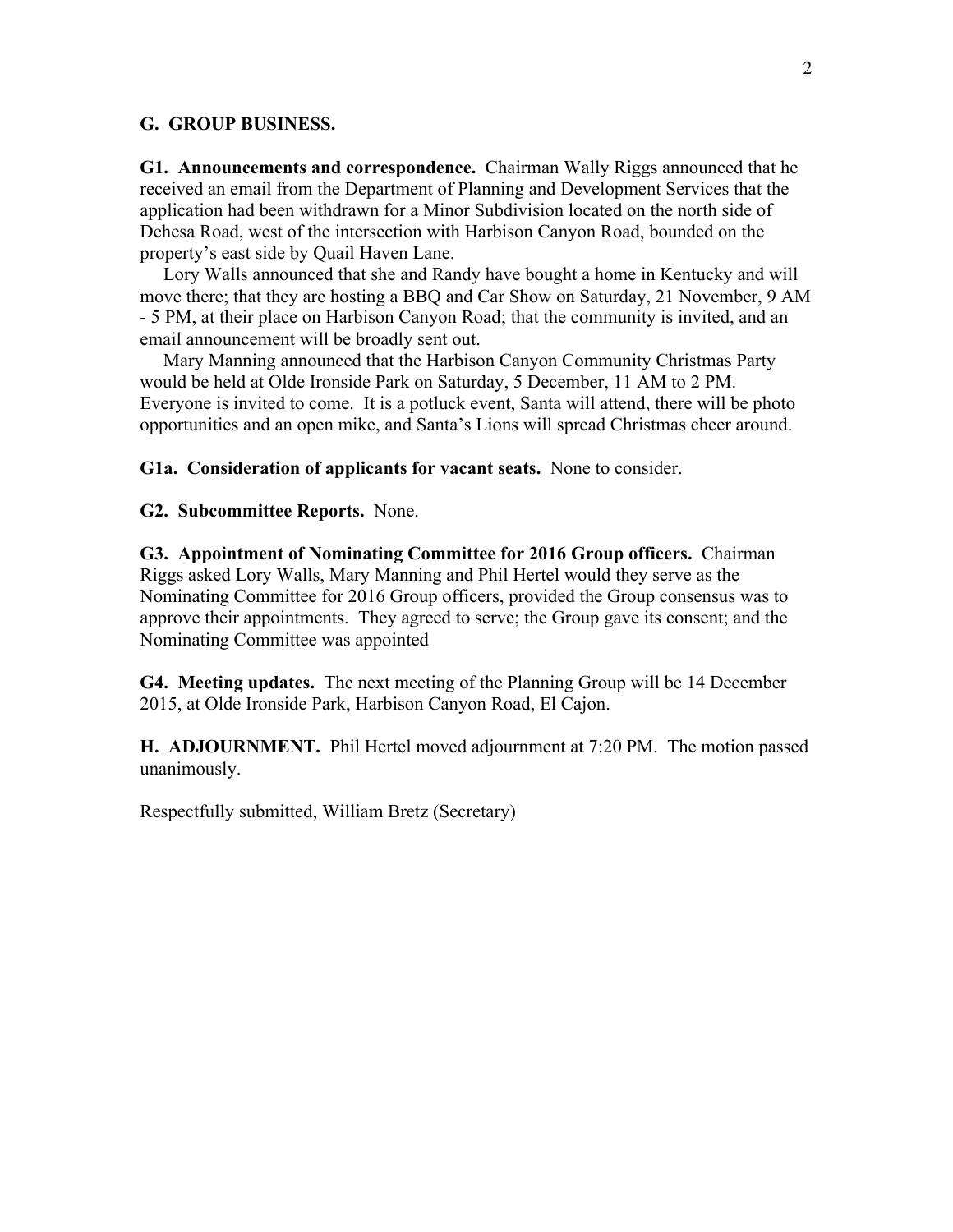**G. GROUP BUSINESS.**

**G1. Announcements and correspondence.** Chairman Wally Riggs announced that he received an email from the Department of Planning and Development Services that the application had been withdrawn for a Minor Subdivision located on the north side of Dehesa Road, west of the intersection with Harbison Canyon Road, bounded on the property's east side by Quail Haven Lane.

Lory Walls announced that she and Randy have bought a home in Kentucky and will move there; that they are hosting a BBQ and Car Show on Saturday, 21 November, 9 AM - 5 PM, at their place on Harbison Canyon Road; that the community is invited, and an email announcement will be broadly sent out.

Mary Manning announced that the Harbison Canyon Community Christmas Party would be held at Olde Ironside Park on Saturday, 5 December, 11 AM to 2 PM. Everyone is invited to come. It is a potluck event, Santa will attend, there will be photo opportunities and an open mike, and Santa's Lions will spread Christmas cheer around.

**G1a. Consideration of applicants for vacant seats.** None to consider.

**G2. Subcommittee Reports.** None.

**G3. Appointment of Nominating Committee for 2016 Group officers.** Chairman Riggs asked Lory Walls, Mary Manning and Phil Hertel would they serve as the Nominating Committee for 2016 Group officers, provided the Group consensus was to approve their appointments. They agreed to serve; the Group gave its consent; and the Nominating Committee was appointed

**G4. Meeting updates.** The next meeting of the Planning Group will be 14 December 2015, at Olde Ironside Park, Harbison Canyon Road, El Cajon.

**H. ADJOURNMENT.** Phil Hertel moved adjournment at 7:20 PM. The motion passed unanimously.

Respectfully submitted, William Bretz (Secretary)